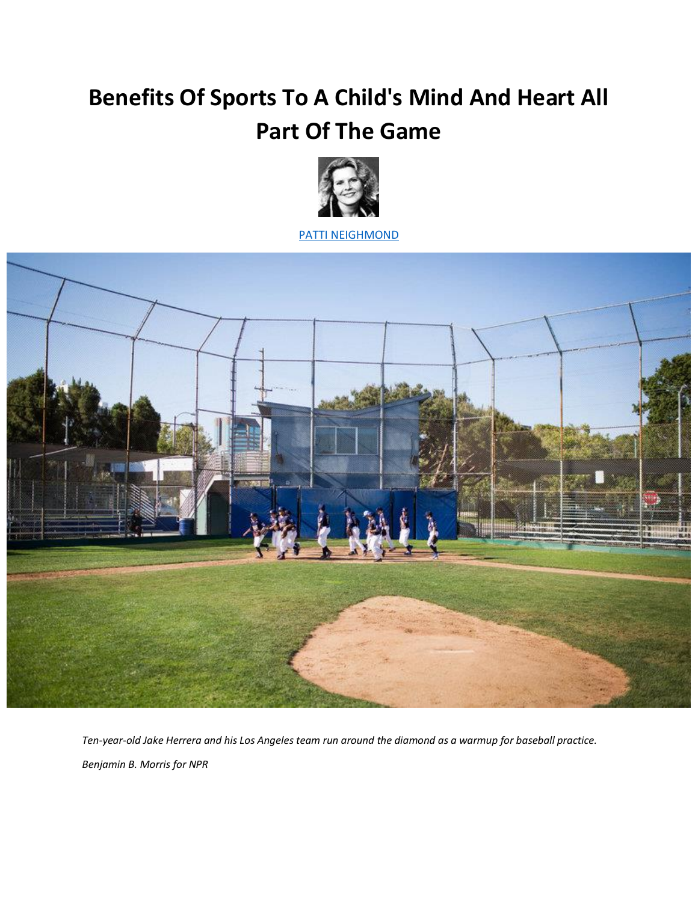# Benefits Of Sports To A Child's Mind And Heart All Part Of The Game

PATTI NEIGHMOND

*Ten-year-old Jake Herrera and his Los Angeles team run around the diamond as a warmup for baseball practice.*

*Benjamin B. Morris for NPR*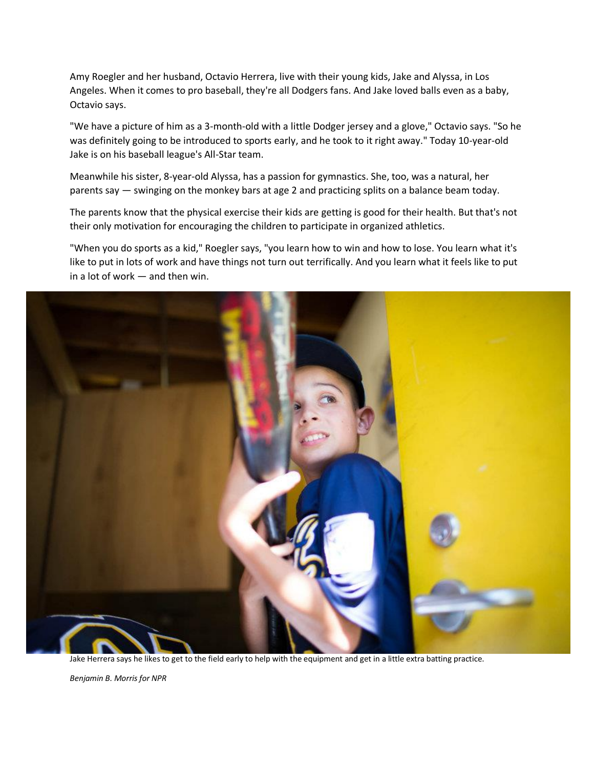Amy Roegler and her husband, Octavio Herrera, live with their young kids, Jake and Alyssa, in Los Angeles. When it comes to pro baseball, they're all Dodgers fans. And Jake loved balls even as a baby, Octavio says.

"We have a picture of him as a 3-month-old with a little Dodger jersey and a glove," Octavio says. "So he was definitely going to be introduced to sports early, and he took to it right away." Today 10-year-old Jake is on his baseball league's All-Star team.

Meanwhile his sister, 8-year-old Alyssa, has a passion for gymnastics. She, too, was a natural, her parents say — swinging on the monkey bars at age 2 and practicing splits on a balance beam today.

The parents know that the physical exercise their kids are getting is good for their health. But that's not their only motivation for encouraging the children to participate in organized athletics.

"When you do sports as a kid," Roegler says, "you learn how to win and how to lose. You learn what it's like to put in lots of work and have things not turn out terrifically. And you learn what it feels like to put in a lot of work — and then win.

Jake Herrera says he likes to get to the field early to help with the equipment and get in a little extra batting practice.

*Benjamin B. Morris for NPR*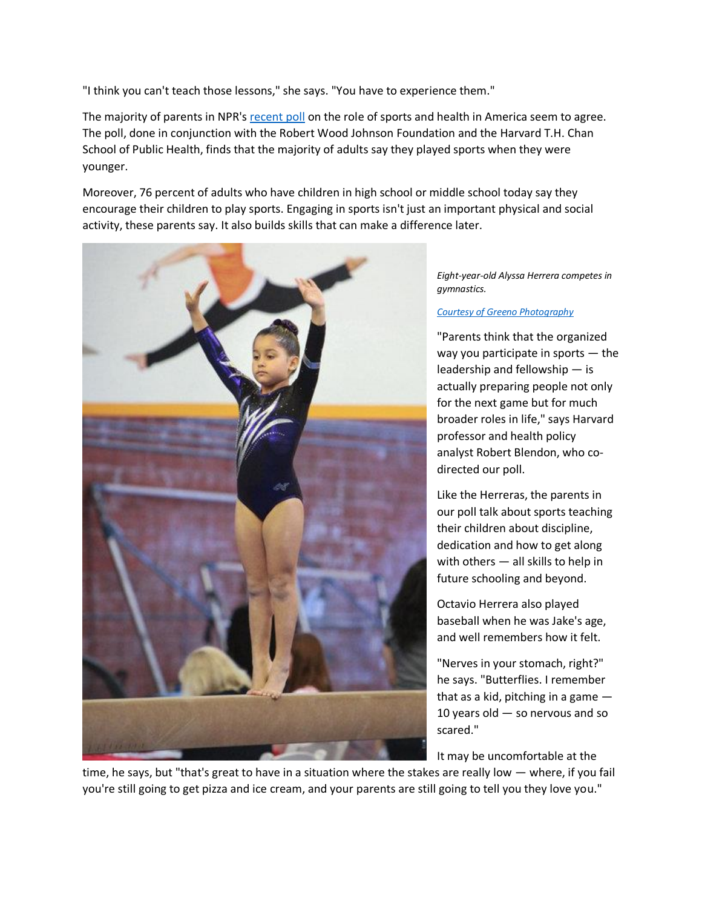"I think you can't teach those lessons," she says. "You have to experience them."

The majority of parents in NPR's [recent poll](#) on the role of sports and health in America seem to agree. The poll, done in conjunction with the Robert Wood Johnson Foundation and the Harvard T.H. Chan School of Public Health, finds that the majority of adults say they played sports when they were younger.

Moreover, 76 percent of adults who have children in high school or middle school today say they encourage their children to play sports. Engaging in sports isn't just an important physical and social activity, these parents say. It also builds skills that can make a difference later.

*Eight-year-old Alyssa Herrera competes in gymnastics.*

*[Courtesy of Greeno Photography](#)*

"Parents think that the organized way you participate in sports — the leadership and fellowship — is actually preparing people not only for the next game but for much broader roles in life," says Harvard professor and health policy analyst Robert Blendon, who co-directed our poll.

Like the Herreras, the parents in our poll talk about sports teaching their children about discipline, dedication and how to get along with others — all skills to help in future schooling and beyond.

Octavio Herrera also played baseball when he was Jake's age, and well remembers how it felt.

"Nerves in your stomach, right?" he says. "Butterflies. I remember that as a kid, pitching in a game — 10 years old — so nervous and so scared."

It may be uncomfortable at the time, he says, but "that's great to have in a situation where the stakes are really low — where, if you fail you're still going to get pizza and ice cream, and your parents are still going to tell you they love you."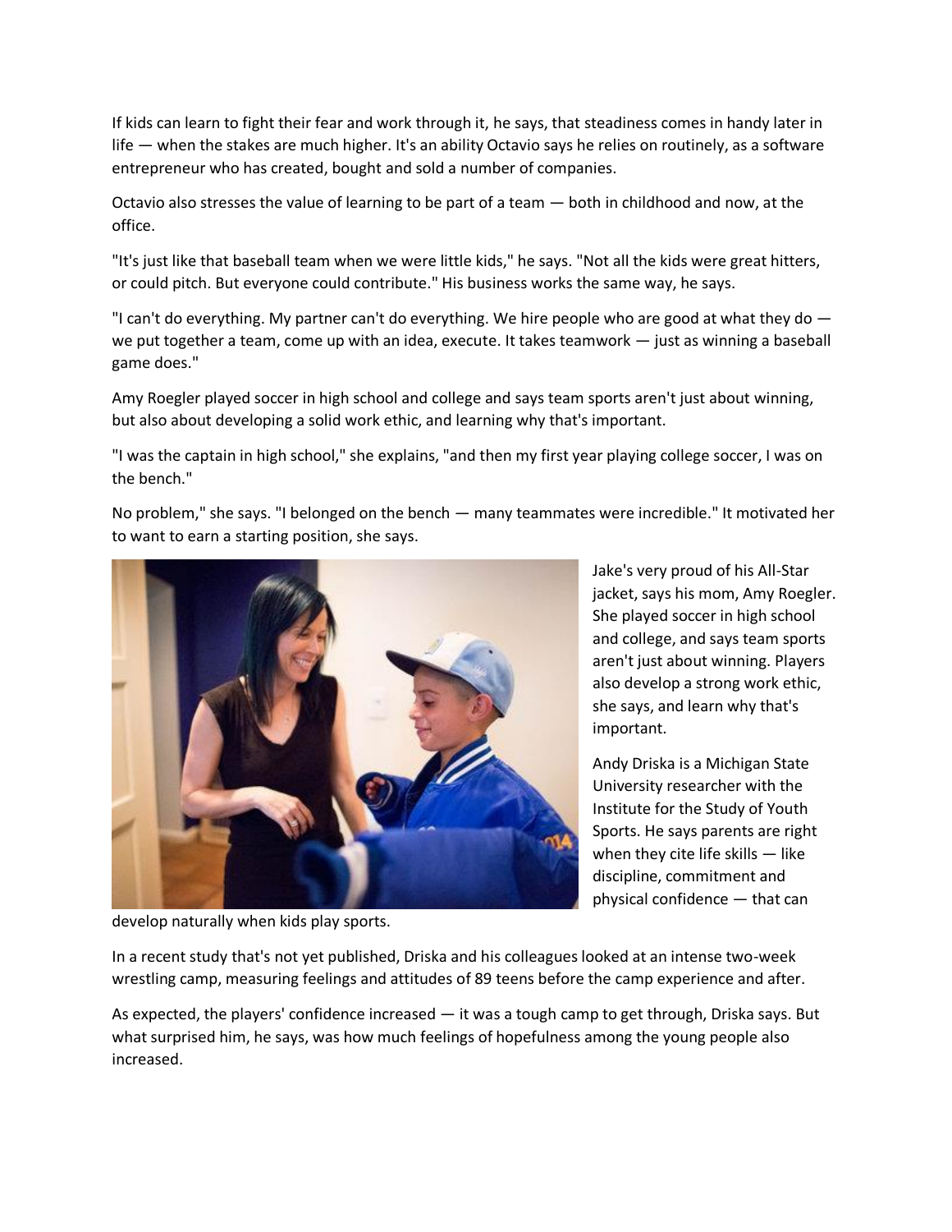If kids can learn to fight their fear and work through it, he says, that steadiness comes in handy later in life — when the stakes are much higher. It's an ability Octavio says he relies on routinely, as a software entrepreneur who has created, bought and sold a number of companies.

Octavio also stresses the value of learning to be part of a team — both in childhood and now, at the office.

"It's just like that baseball team when we were little kids," he says. "Not all the kids were great hitters, or could pitch. But everyone could contribute." His business works the same way, he says.

"I can't do everything. My partner can't do everything. We hire people who are good at what they do — we put together a team, come up with an idea, execute. It takes teamwork — just as winning a baseball game does."

Amy Roegler played soccer in high school and college and says team sports aren't just about winning, but also about developing a solid work ethic, and learning why that's important.

"I was the captain in high school," she explains, "and then my first year playing college soccer, I was on the bench."

No problem," she says. "I belonged on the bench — many teammates were incredible." It motivated her to want to earn a starting position, she says.

Jake's very proud of his All-Star jacket, says his mom, Amy Roegler. She played soccer in high school and college, and says team sports aren't just about winning. Players also develop a strong work ethic, she says, and learn why that's important.

Andy Driska is a Michigan State University researcher with the Institute for the Study of Youth Sports. He says parents are right when they cite life skills — like discipline, commitment and physical confidence — that can develop naturally when kids play sports.

In a recent study that's not yet published, Driska and his colleagues looked at an intense two-week wrestling camp, measuring feelings and attitudes of 89 teens before the camp experience and after.

As expected, the players' confidence increased — it was a tough camp to get through, Driska says. But what surprised him, he says, was how much feelings of hopefulness among the young people also increased.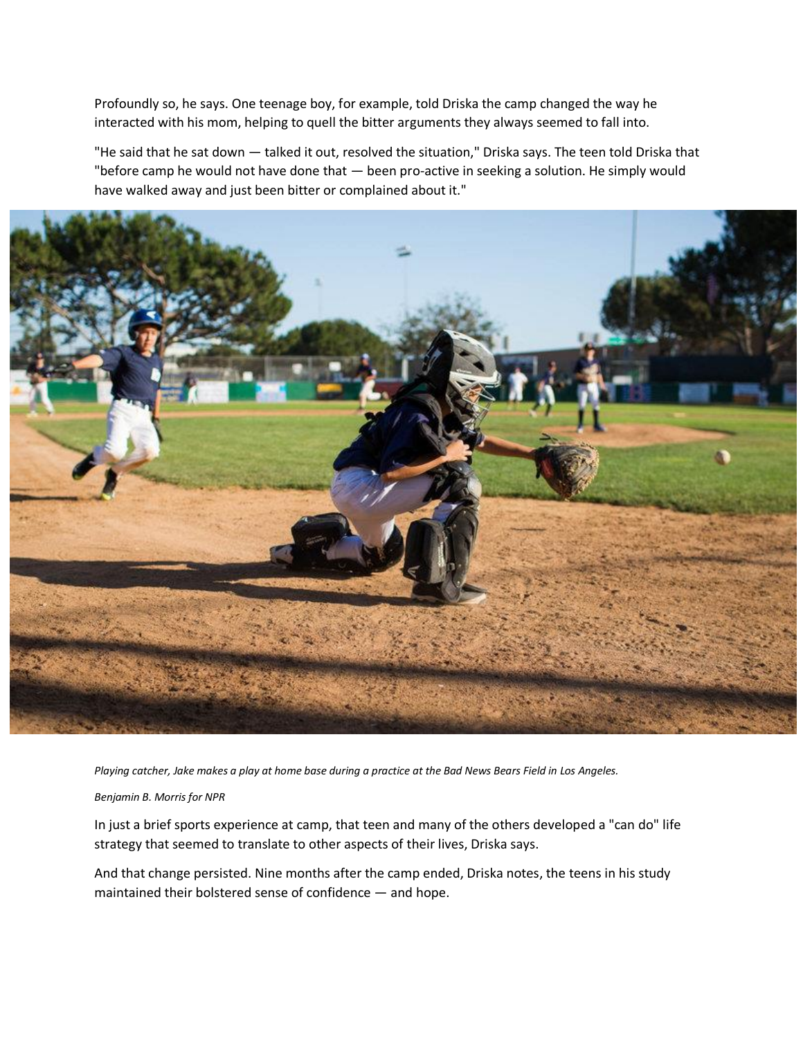Profoundly so, he says. One teenage boy, for example, told Driska the camp changed the way he interacted with his mom, helping to quell the bitter arguments they always seemed to fall into.

"He said that he sat down — talked it out, resolved the situation," Driska says. The teen told Driska that "before camp he would not have done that — been pro-active in seeking a solution. He simply would have walked away and just been bitter or complained about it."

*Playing catcher, Jake makes a play at home base during a practice at the Bad News Bears Field in Los Angeles.*

*Benjamin B. Morris for NPR*

In just a brief sports experience at camp, that teen and many of the others developed a "can do" life strategy that seemed to translate to other aspects of their lives, Driska says.

And that change persisted. Nine months after the camp ended, Driska notes, the teens in his study maintained their bolstered sense of confidence — and hope.